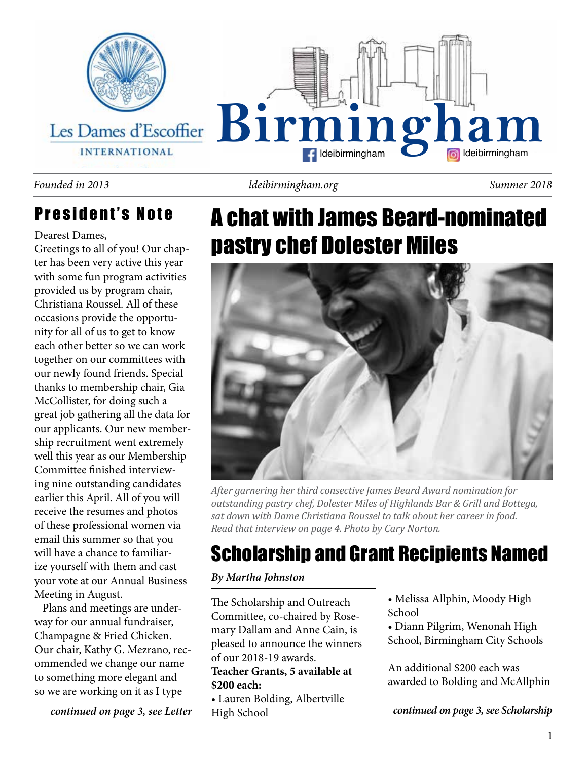# Birmingham

Les Dames d'Escoffier International

ldeibirmingham | ldeibirmingham

*Founded in 2013* | *ldeibirmingham.org* | *Summer 2018*

## President's Note

Dearest Dames,

Greetings to all of you! Our chapter has been very active this year with some fun program activities provided us by program chair, Christiana Roussel. All of these occasions provide the opportunity for all of us to get to know each other better so we can work together on our committees with our newly found friends. Special thanks to membership chair, Gia McCollister, for doing such a great job gathering all the data for our applicants. Our new membership recruitment went extremely well this year as our Membership Committee finished interviewing nine outstanding candidates earlier this April. All of you will receive the resumes and photos of these professional women via email this summer so that you will have a chance to familiarize yourself with them and cast your vote at our Annual Business Meeting in August.

Plans and meetings are underway for our annual fundraiser, Champagne & Fried Chicken. Our chair, Kathy G. Mezrano, recommended we change our name to something more elegant and so we are working on it as I type

***continued on page 3, see Letter***

## A chat with James Beard-nominated pastry chef Dolester Miles

*After garnering her third consective James Beard Award nomination for outstanding pastry chef, Dolester Miles of Highlands Bar & Grill and Bottega, sat down with Dame Christiana Roussel to talk about her career in food. Read that interview on page 4. Photo by Cary Norton.*

## Scholarship and Grant Recipients Named

***By Martha Johnston***

The Scholarship and Outreach Committee, co-chaired by Rosemary Dallam and Anne Cain, is pleased to announce the winners of our 2018-19 awards.

**Teacher Grants, 5 available at $200 each:**

- Lauren Bolding, Albertville High School
- Melissa Allphin, Moody High School
- Diann Pilgrim, Wenonah High School, Birmingham City Schools

An additional $200 each was awarded to Bolding and McAllphin

***continued on page 3, see Scholarship***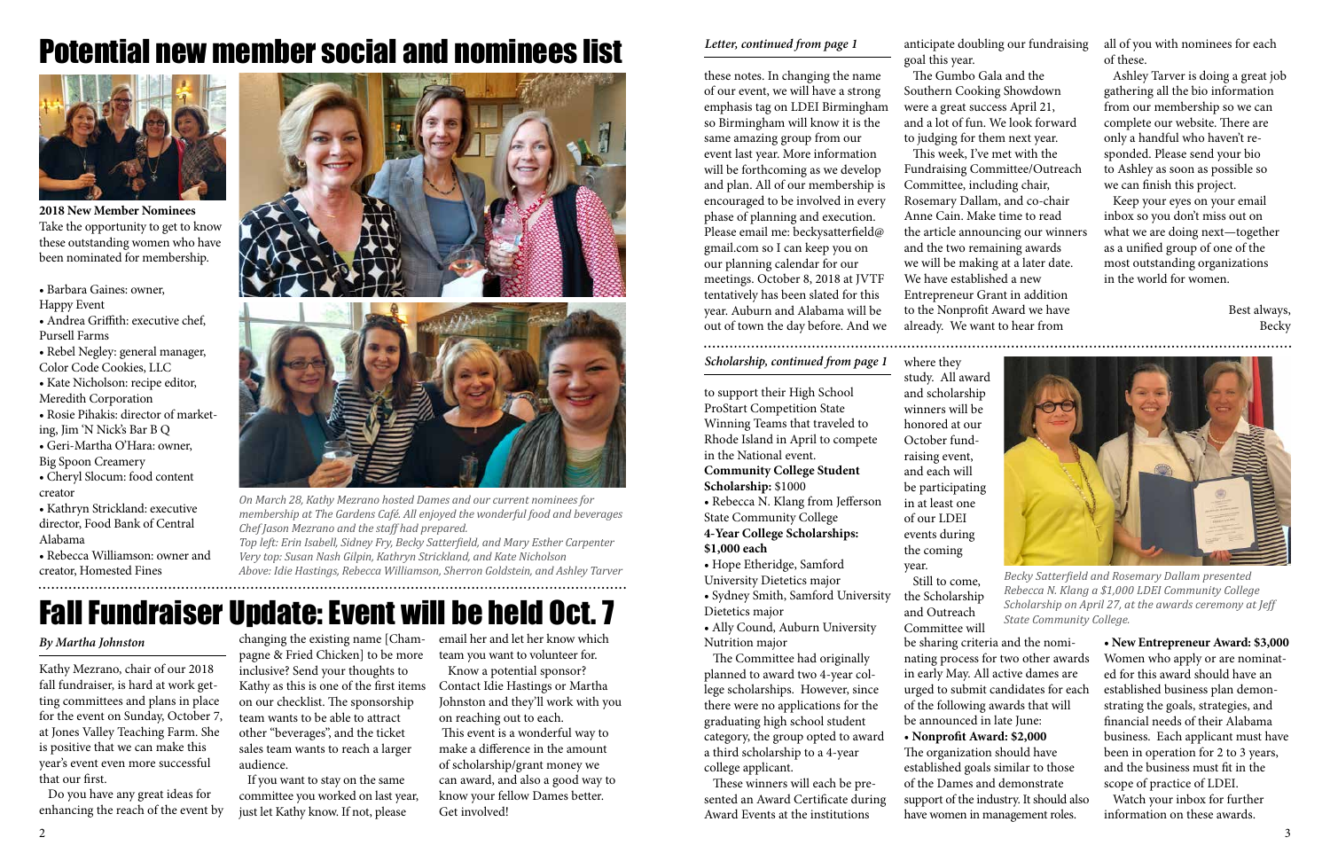# Potential new member social and nominees list

**2018 New Member Nominees**
Take the opportunity to get to know these outstanding women who have been nominated for membership.

- Barbara Gaines: owner, Happy Event
- Andrea Griffith: executive chef, Pursell Farms
- Rebel Negley: general manager, Color Code Cookies, LLC
- Kate Nicholson: recipe editor, Meredith Corporation
- Rosie Pihakis: director of marketing, Jim 'N Nick's Bar B Q
- Geri-Martha O'Hara: owner, Big Spoon Creamery
- Cheryl Slocum: food content creator
- Kathryn Strickland: executive director, Food Bank of Central Alabama
- Rebecca Williamson: owner and creator, Homested Fines

*On March 28, Kathy Mezrano hosted Dames and our current nominees for membership at The Gardens Café. All enjoyed the wonderful food and beverages Chef Jason Mezrano and the staff had prepared.*
*Top left: Erin Isabell, Sidney Fry, Becky Satterfield, and Mary Esther Carpenter*
*Very top: Susan Nash Gilpin, Kathryn Strickland, and Kate Nicholson*
*Above: Idie Hastings, Rebecca Williamson, Sherron Goldstein, and Ashley Tarver*

# Fall Fundraiser Update: Event will be held Oct. 7

*By Martha Johnston*

Kathy Mezrano, chair of our 2018 fall fundraiser, is hard at work getting committees and plans in place for the event on Sunday, October 7, at Jones Valley Teaching Farm. She is positive that we can make this year's event even more successful that our first.

Do you have any great ideas for enhancing the reach of the event by changing the existing name [Champagne & Fried Chicken] to be more inclusive? Send your thoughts to Kathy as this is one of the first items on our checklist. The sponsorship team wants to be able to attract other "beverages", and the ticket sales team wants to reach a larger audience.

If you want to stay on the same committee you worked on last year, just let Kathy know. If not, please email her and let her know which team you want to volunteer for.

Know a potential sponsor? Contact Idie Hastings or Martha Johnston and they'll work with you on reaching out to each.

This event is a wonderful way to make a difference in the amount of scholarship/grant money we can award, and also a good way to know your fellow Dames better. Get involved!

### *Letter, continued from page 1*

these notes. In changing the name of our event, we will have a strong emphasis tag on LDEI Birmingham so Birmingham will know it is the same amazing group from our event last year. More information will be forthcoming as we develop and plan. All of our membership is encouraged to be involved in every phase of planning and execution. Please email me: beckysatterfield@gmail.com so I can keep you on our planning calendar for our meetings. October 8, 2018 at JVTF tentatively has been slated for this year. Auburn and Alabama will be out of town the day before. And we anticipate doubling our fundraising goal this year.

The Gumbo Gala and the Southern Cooking Showdown were a great success April 21, and a lot of fun. We look forward to judging for them next year.

This week, I've met with the Fundraising Committee/Outreach Committee, including chair, Rosemary Dallam, and co-chair Anne Cain. Make time to read the article announcing our winners and the two remaining awards we will be making at a later date. We have established a new Entrepreneur Grant in addition to the Nonprofit Award we have already. We want to hear from all of you with nominees for each of these.

Ashley Tarver is doing a great job gathering all the bio information from our membership so we can complete our website. There are only a handful who haven't responded. Please send your bio to Ashley as soon as possible so we can finish this project.

Keep your eyes on your email inbox so you don't miss out on what we are doing next—together as a unified group of one of the most outstanding organizations in the world for women.

Best always,
Becky

### *Scholarship, continued from page 1*

to support their High School ProStart Competition State Winning Teams that traveled to Rhode Island in April to compete in the National event.

**Community College Student Scholarship:** $1000
- Rebecca N. Klang from Jefferson State Community College

**4-Year College Scholarships: $1,000 each**
- Hope Etheridge, Samford University Dietetics major
- Sydney Smith, Samford University Dietetics major
- Ally Cound, Auburn University Nutrition major

The Committee had originally planned to award two 4-year college scholarships. However, since there were no applications for the graduating high school student category, the group opted to award a third scholarship to a 4-year college applicant.

These winners will each be presented an Award Certificate during Award Events at the institutions where they study. All award and scholarship winners will be honored at our October fundraising event, and each will be participating in at least one of our LDEI events during the coming year.

Still to come, the Scholarship and Outreach Committee will be sharing criteria and the nominating process for two other awards in early May. All active dames are urged to submit candidates for each of the following awards that will be announced in late June:

- **Nonprofit Award: $2,000**
The organization should have established goals similar to those of the Dames and demonstrate support of the industry. It should also have women in management roles.

- **New Entrepreneur Award: $3,000**
Women who apply or are nominated for this award should have an established business plan demonstrating the goals, strategies, and financial needs of their Alabama business. Each applicant must have been in operation for 2 to 3 years, and the business must fit in the scope of practice of LDEI.

Watch your inbox for further information on these awards.

*Becky Satterfield and Rosemary Dallam presented Rebecca N. Klang a $1,000 LDEI Community College Scholarship on April 27, at the awards ceremony at Jeff State Community College.*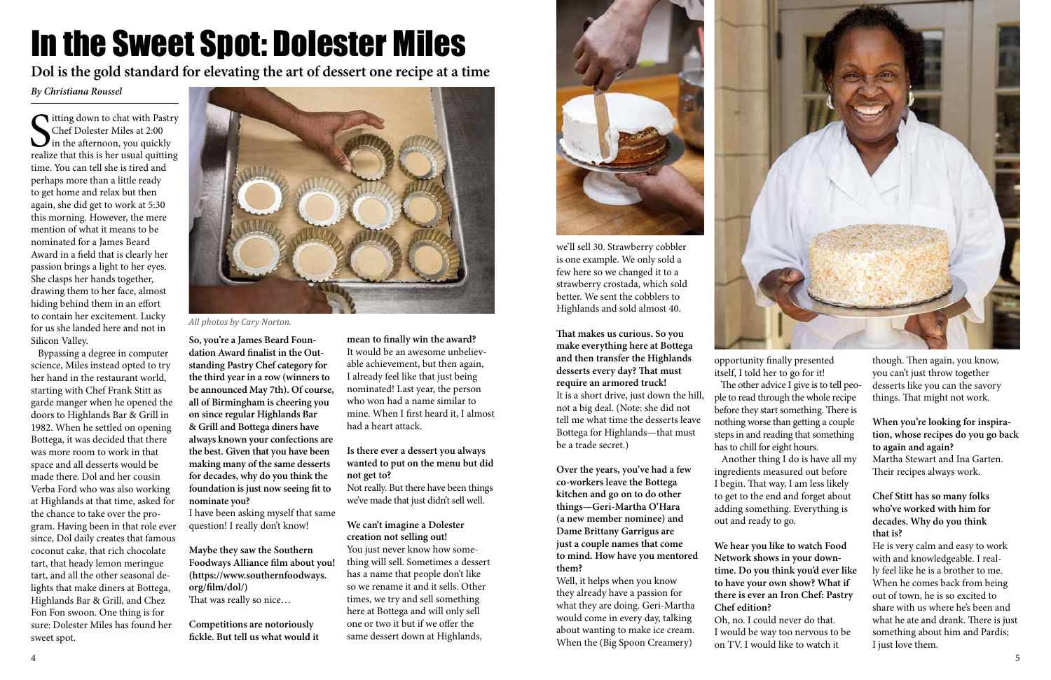# In the Sweet Spot: Dolester Miles

**Dol is the gold standard for elevating the art of dessert one recipe at a time**

*By Christiana Roussel*

Sitting down to chat with Pastry Chef Dolester Miles at 2:00 in the afternoon, you quickly realize that this is her usual quitting time. You can tell she is tired and perhaps more than a little ready to get home and relax but then again, she did get to work at 5:30 this morning. However, the mere mention of what it means to be nominated for a James Beard Award in a field that is clearly her passion brings a light to her eyes. She clasps her hands together, drawing them to her face, almost hiding behind them in an effort to contain her excitement. Lucky for us she landed here and not in Silicon Valley.

Bypassing a degree in computer science, Miles instead opted to try her hand in the restaurant world, starting with Chef Frank Stitt as garde manger when he opened the doors to Highlands Bar & Grill in 1982. When he settled on opening Bottega, it was decided that there was more room to work in that space and all desserts would be made there. Dol and her cousin Verba Ford who was also working at Highlands at that time, asked for the chance to take over the program. Having been in that role ever since, Dol daily creates that famous coconut cake, that rich chocolate tart, that heady lemon meringue tart, and all the other seasonal delights that make diners at Bottega, Highlands Bar & Grill, and Chez Fon Fon swoon. One thing is for sure: Dolester Miles has found her sweet spot.

*All photos by Cary Norton.*

**So, you're a James Beard Foundation Award finalist in the Outstanding Pastry Chef category for the third year in a row (winners to be announced May 7th). Of course, all of Birmingham is cheering you on since regular Highlands Bar & Grill and Bottega diners have always known your confections are the best. Given that you have been making many of the same desserts for decades, why do you think the foundation is just now seeing fit to nominate you?**

I have been asking myself that same question! I really don't know!

**Maybe they saw the Southern Foodways Alliance film about you! (https://www.southernfoodways.org/film/dol/)**

That was really so nice…

**Competitions are notoriously fickle. But tell us what would it mean to finally win the award?**

It would be an awesome unbelievable achievement, but then again, I already feel like that just being nominated! Last year, the person who won had a name similar to mine. When I first heard it, I almost had a heart attack.

**Is there ever a dessert you always wanted to put on the menu but did not get to?**

Not really. But there have been things we've made that just didn't sell well.

**We can't imagine a Dolester creation not selling out!**

You just never know how something will sell. Sometimes a dessert has a name that people don't like so we rename it and it sells. Other times, we try and sell something here at Bottega and will only sell one or two it but if we offer the same dessert down at Highlands, we'll sell 30. Strawberry cobbler is one example. We only sold a few here so we changed it to a strawberry crostada, which sold better. We sent the cobblers to Highlands and sold almost 40.

**That makes us curious. So you make everything here at Bottega and then transfer the Highlands desserts every day? That must require an armored truck!**

It is a short drive, just down the hill, not a big deal. (Note: she did not tell me what time the desserts leave Bottega for Highlands—that must be a trade secret.)

**Over the years, you've had a few co-workers leave the Bottega kitchen and go on to do other things—Geri-Martha O'Hara (a new member nominee) and Dame Brittany Garrigus are just a couple names that come to mind. How have you mentored them?**

Well, it helps when you know they already have a passion for what they are doing. Geri-Martha would come in every day, talking about wanting to make ice cream. When the (Big Spoon Creamery) opportunity finally presented itself, I told her to go for it!

The other advice I give is to tell people to read through the whole recipe before they start something. There is nothing worse than getting a couple steps in and reading that something has to chill for eight hours.

Another thing I do is have all my ingredients measured out before I begin. That way, I am less likely to get to the end and forget about adding something. Everything is out and ready to go.

**We hear you like to watch Food Network shows in your downtime. Do you think you'd ever like to have your own show? What if there is ever an Iron Chef: Pastry Chef edition?**

Oh, no. I could never do that. I would be way too nervous to be on TV. I would like to watch it though. Then again, you know, you can't just throw together desserts like you can the savory things. That might not work.

**When you're looking for inspiration, whose recipes do you go back to again and again?**

Martha Stewart and Ina Garten. Their recipes always work.

**Chef Stitt has so many folks who've worked with him for decades. Why do you think that is?**

He is very calm and easy to work with and knowledgeable. I really feel like he is a brother to me. When he comes back from being out of town, he is so excited to share with us where he's been and what he ate and drank. There is just something about him and Pardis; I just love them.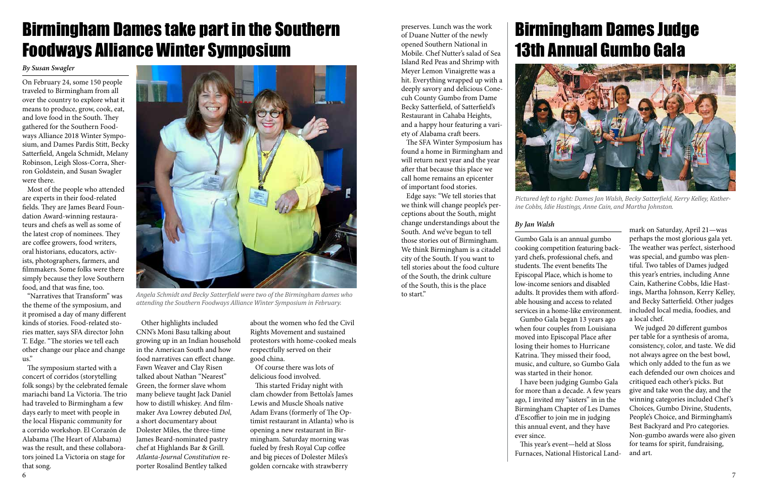# Birmingham Dames take part in the Southern Foodways Alliance Winter Symposium

*By Susan Swagler*

On February 24, some 150 people traveled to Birmingham from all over the country to explore what it means to produce, grow, cook, eat, and love food in the South. They gathered for the Southern Foodways Alliance 2018 Winter Symposium, and Dames Pardis Stitt, Becky Satterfield, Angela Schmidt, Melany Robinson, Leigh Sloss-Corra, Sherron Goldstein, and Susan Swagler were there.

Most of the people who attended are experts in their food-related fields. They are James Beard Foundation Award-winning restaurateurs and chefs as well as some of the latest crop of nominees. They are coffee growers, food writers, oral historians, educators, activists, photographers, farmers, and filmmakers. Some folks were there simply because they love Southern food, and that was fine, too.

"Narratives that Transform" was the theme of the symposium, and it promised a day of many different kinds of stories. Food-related stories matter, says SFA director John T. Edge. "The stories we tell each other change our place and change us."

The symposium started with a concert of corridos (storytelling folk songs) by the celebrated female mariachi band La Victoria. The trio had traveled to Birmingham a few days early to meet with people in the local Hispanic community for a corrido workshop. El Corazón de Alabama (The Heart of Alabama) was the result, and these collaborators joined La Victoria on stage for that song.

*Angela Schmidt and Becky Satterfield were two of the Birmingham dames who attending the Southern Foodways Alliance Winter Symposium in February.*

Other highlights included CNN's Moni Basu talking about growing up in an Indian household in the American South and how food narratives can effect change. Fawn Weaver and Clay Risen talked about Nathan "Nearest" Green, the former slave whom many believe taught Jack Daniel how to distill whiskey. And filmmaker Ava Lowrey debuted *Dol*, a short documentary about Dolester Miles, the three-time James Beard-nominated pastry chef at Highlands Bar & Grill. *Atlanta-Journal Constitution* reporter Rosalind Bentley talked about the women who fed the Civil Rights Movement and sustained protestors with home-cooked meals respectfully served on their good china.

Of course there was lots of delicious food involved.

This started Friday night with clam chowder from Bettola's James Lewis and Muscle Shoals native Adam Evans (formerly of The Optimist restaurant in Atlanta) who is opening a new restaurant in Birmingham. Saturday morning was fueled by fresh Royal Cup coffee and big pieces of Dolester Miles's golden corncake with strawberry preserves. Lunch was the work of Duane Nutter of the newly opened Southern National in Mobile. Chef Nutter's salad of Sea Island Red Peas and Shrimp with Meyer Lemon Vinaigrette was a hit. Everything wrapped up with a deeply savory and delicious Conecuh County Gumbo from Dame Becky Satterfield, of Satterfield's Restaurant in Cahaba Heights, and a happy hour featuring a variety of Alabama craft beers.

The SFA Winter Symposium has found a home in Birmingham and will return next year and the year after that because this place we call home remains an epicenter of important food stories.

Edge says: "We tell stories that we think will change people's perceptions about the South, might change understandings about the South. And we've begun to tell those stories out of Birmingham. We think Birmingham is a citadel city of the South. If you want to tell stories about the food culture of the South, the drink culture of the South, this is the place to start."

# Birmingham Dames Judge 13th Annual Gumbo Gala

*Pictured left to right: Dames Jan Walsh, Becky Satterfield, Kerry Kelley, Katherine Cobbs, Idie Hastings, Anne Cain, and Martha Johnston.*

*By Jan Walsh*

Gumbo Gala is an annual gumbo cooking competition featuring backyard chefs, professional chefs, and students. The event benefits The Episcopal Place, which is home to low-income seniors and disabled adults. It provides them with affordable housing and access to related services in a home-like environment.

Gumbo Gala began 13 years ago when four couples from Louisiana moved into Episcopal Place after losing their homes to Hurricane Katrina. They missed their food, music, and culture, so Gumbo Gala was started in their honor.

I have been judging Gumbo Gala for more than a decade. A few years ago, I invited my "sisters" in the Birmingham Chapter of Les Dames d'Escoffier to join me in judging this annual event, and they have ever since.

This year's event—held at Sloss Furnaces, National Historical Landmark on Saturday, April 21—was perhaps the most glorious gala yet. The weather was perfect, sisterhood was special, and gumbo was plentiful. Two tables of Dames judged this year's entries, including Anne Cain, Katherine Cobbs, Idie Hastings, Martha Johnson, Kerry Kelley, and Becky Satterfield. Other judges included local media, foodies, and a local chef.

We judged 20 different gumbos per table for a synthesis of aroma, consistency, color, and taste. We did not always agree on the best bowl, which only added to the fun as we each defended our own choices and critiqued each other's picks. But give and take won the day, and the winning categories included Chef's Choices, Gumbo Divine, Students, People's Choice, and Birmingham's Best Backyard and Pro categories. Non-gumbo awards were also given for teams for spirit, fundraising, and art.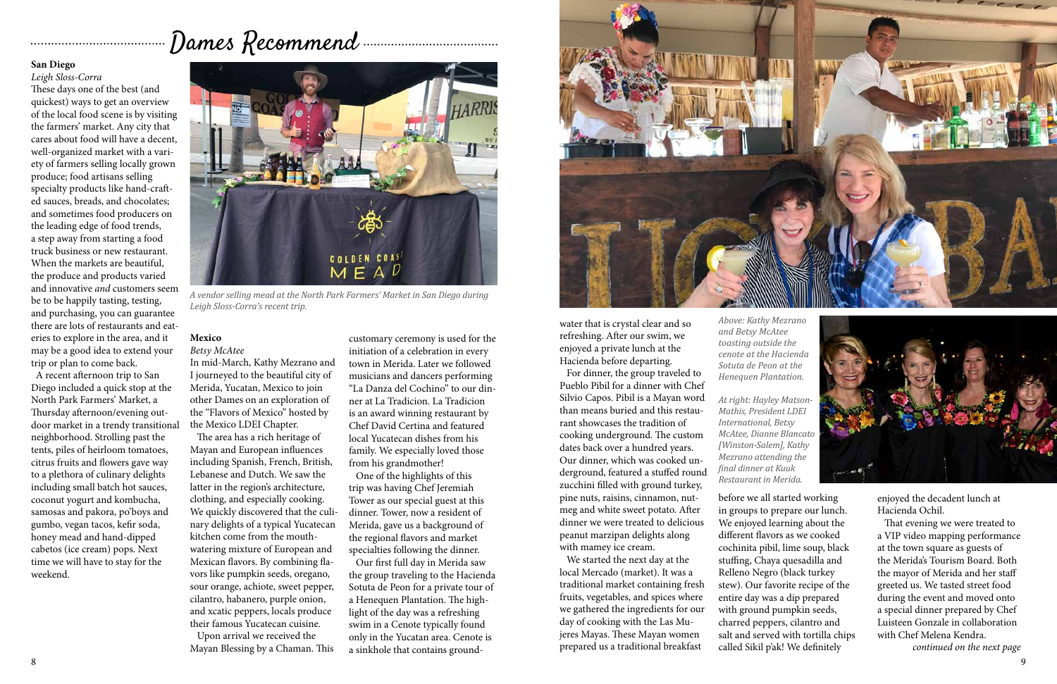# Dames Recommend

## San Diego

*Leigh Sloss-Corra*

These days one of the best (and quickest) ways to get an overview of the local food scene is by visiting the farmers' market. Any city that cares about food will have a decent, well-organized market with a variety of farmers selling locally grown produce; food artisans selling specialty products like hand-crafted sauces, breads, and chocolates; and sometimes food producers on the leading edge of food trends, a step away from starting a food truck business or new restaurant. When the markets are beautiful, the produce and products varied and innovative *and* customers seem be to be happily tasting, testing, and purchasing, you can guarantee there are lots of restaurants and eateries to explore in the area, and it may be a good idea to extend your trip or plan to come back.

A recent afternoon trip to San Diego included a quick stop at the North Park Farmers' Market, a Thursday afternoon/evening outdoor market in a trendy transitional neighborhood. Strolling past the tents, piles of heirloom tomatoes, citrus fruits and flowers gave way to a plethora of culinary delights including small batch hot sauces, coconut yogurt and kombucha, samosas and pakora, po'boys and gumbo, vegan tacos, kefir soda, honey mead and hand-dipped cabetos (ice cream) pops. Next time we will have to stay for the weekend.

*A vendor selling mead at the North Park Farmers' Market in San Diego during Leigh Sloss-Corra's recent trip.*

## Mexico

*Betsy McAtee*

In mid-March, Kathy Mezrano and I journeyed to the beautiful city of Merida, Yucatan, Mexico to join other Dames on an exploration of the "Flavors of Mexico" hosted by the Mexico LDEI Chapter.

The area has a rich heritage of Mayan and European influences including Spanish, French, British, Lebanese and Dutch. We saw the latter in the region's architecture, clothing, and especially cooking. We quickly discovered that the culinary delights of a typical Yucatecan kitchen come from the mouth-watering mixture of European and Mexican flavors. By combining flavors like pumpkin seeds, oregano, sour orange, achiote, sweet pepper, cilantro, habanero, purple onion, and xcatic peppers, locals produce their famous Yucatecan cuisine.

Upon arrival we received the Mayan Blessing by a Chaman. This customary ceremony is used for the initiation of a celebration in every town in Merida. Later we followed musicians and dancers performing "La Danza del Cochino" to our dinner at La Tradicion. La Tradicion is an award winning restaurant by Chef David Certina and featured local Yucatecan dishes from his family. We especially loved those from his grandmother!

One of the highlights of this trip was having Chef Jeremiah Tower as our special guest at this dinner. Tower, now a resident of Merida, gave us a background of the regional flavors and market specialties following the dinner.

Our first full day in Merida saw the group traveling to the Hacienda Sotuta de Peon for a private tour of a Henequen Plantation. The highlight of the day was a refreshing swim in a Cenote typically found only in the Yucatan area. Cenote is a sinkhole that contains groundwater that is crystal clear and so refreshing. After our swim, we enjoyed a private lunch at the Hacienda before departing.

For dinner, the group traveled to Pueblo Pibil for a dinner with Chef Silvio Capos. Pibil is a Mayan word than means buried and this restaurant showcases the tradition of cooking underground. The custom dates back over a hundred years. Our dinner, which was cooked underground, featured a stuffed round zucchini filled with ground turkey, pine nuts, raisins, cinnamon, nutmeg and white sweet potato. After dinner we were treated to delicious peanut marzipan delights along with mamey ice cream.

We started the next day at the local Mercado (market). It was a traditional market containing fresh fruits, vegetables, and spices where we gathered the ingredients for our day of cooking with the Las Mujeres Mayas. These Mayan women prepared us a traditional breakfast before we all started working in groups to prepare our lunch. We enjoyed learning about the different flavors as we cooked cochinita pibil, lime soup, black stuffing, Chaya quesadilla and Relleno Negro (black turkey stew). Our favorite recipe of the entire day was a dip prepared with ground pumpkin seeds, charred peppers, cilantro and salt and served with tortilla chips called Sikil p'ak! We definitely enjoyed the decadent lunch at Hacienda Ochil.

That evening we were treated to a VIP video mapping performance at the town square as guests of the Merida's Tourism Board. Both the mayor of Merida and her staff greeted us. We tasted street food during the event and moved onto a special dinner prepared by Chef Luisteen Gonzale in collaboration with Chef Melena Kendra.

*continued on the next page*

*Above: Kathy Mezrano and Betsy McAtee toasting outside the cenote at the Hacienda Sotuta de Peon at the Henequen Plantation.*

*At right: Hayley Matson-Mathis, President LDEI International, Betsy McAtee, Dianne Blancato [Winston-Salem], Kathy Mezrano attending the final dinner at Kuuk Restaurant in Merida.*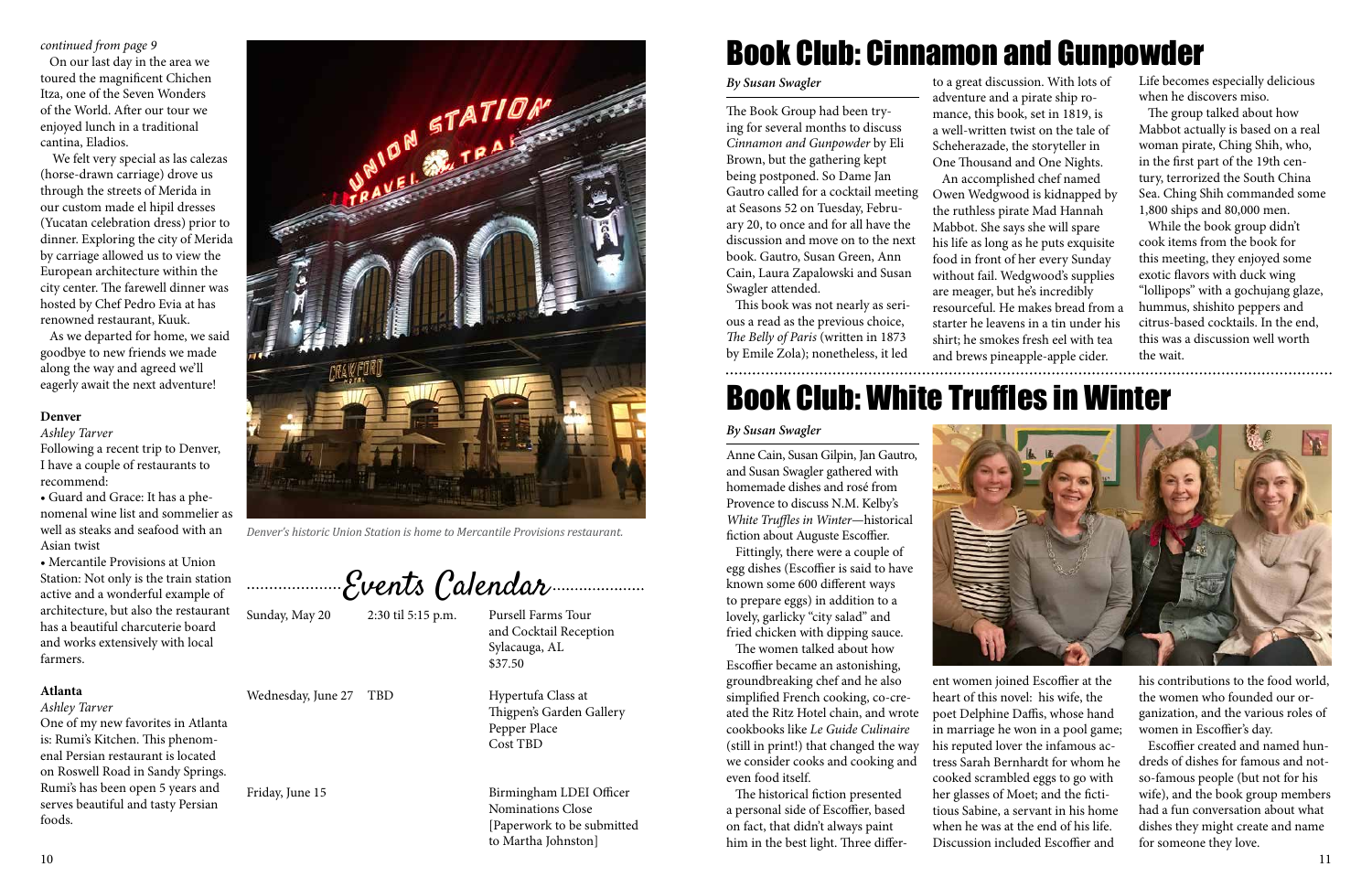*continued from page 9*

On our last day in the area we toured the magnificent Chichen Itza, one of the Seven Wonders of the World. After our tour we enjoyed lunch in a traditional cantina, Eladios.

We felt very special as las calezas (horse-drawn carriage) drove us through the streets of Merida in our custom made el hipil dresses (Yucatan celebration dress) prior to dinner. Exploring the city of Merida by carriage allowed us to view the European architecture within the city center. The farewell dinner was hosted by Chef Pedro Evia at has renowned restaurant, Kuuk.

As we departed for home, we said goodbye to new friends we made along the way and agreed we'll eagerly await the next adventure!

**Denver**

*Ashley Tarver*

Following a recent trip to Denver, I have a couple of restaurants to recommend:

- Guard and Grace: It has a phenomenal wine list and sommelier as well as steaks and seafood with an Asian twist
- Mercantile Provisions at Union Station: Not only is the train station active and a wonderful example of architecture, but also the restaurant has a beautiful charcuterie board and works extensively with local farmers.

**Atlanta**

*Ashley Tarver*

One of my new favorites in Atlanta is: Rumi's Kitchen. This phenomenal Persian restaurant is located on Roswell Road in Sandy Springs. Rumi's has been open 5 years and serves beautiful and tasty Persian foods.

*Denver's historic Union Station is home to Mercantile Provisions restaurant.*

## Events Calendar

| | | |
|---|---|---|
| Sunday, May 20 | 2:30 til 5:15 p.m. | Pursell Farms Tour and Cocktail Reception Sylacauga, AL $37.50 |
| Wednesday, June 27 | TBD | Hypertufa Class at Thigpen's Garden Gallery Pepper Place Cost TBD |
| Friday, June 15 | | Birmingham LDEI Officer Nominations Close [Paperwork to be submitted to Martha Johnston] |

# Book Club: Cinnamon and Gunpowder

*By Susan Swagler*

The Book Group had been trying for several months to discuss *Cinnamon and Gunpowder* by Eli Brown, but the gathering kept being postponed. So Dame Jan Gautro called for a cocktail meeting at Seasons 52 on Tuesday, February 20, to once and for all have the discussion and move on to the next book. Gautro, Susan Green, Ann Cain, Laura Zapalowski and Susan Swagler attended.

This book was not nearly as serious a read as the previous choice, *The Belly of Paris* (written in 1873 by Emile Zola); nonetheless, it led to a great discussion. With lots of adventure and a pirate ship romance, this book, set in 1819, is a well-written twist on the tale of Scheherazade, the storyteller in One Thousand and One Nights.

An accomplished chef named Owen Wedgwood is kidnapped by the ruthless pirate Mad Hannah Mabbot. She says she will spare his life as long as he puts exquisite food in front of her every Sunday without fail. Wedgwood's supplies are meager, but he's incredibly resourceful. He makes bread from a starter he leavens in a tin under his shirt; he smokes fresh eel with tea and brews pineapple-apple cider. Life becomes especially delicious when he discovers miso.

The group talked about how Mabbot actually is based on a real woman pirate, Ching Shih, who, in the first part of the 19th century, terrorized the South China Sea. Ching Shih commanded some 1,800 ships and 80,000 men.

While the book group didn't cook items from the book for this meeting, they enjoyed some exotic flavors with duck wing "lollipops" with a gochujang glaze, hummus, shishito peppers and citrus-based cocktails. In the end, this was a discussion well worth the wait.

# Book Club: White Truffles in Winter

*By Susan Swagler*

Anne Cain, Susan Gilpin, Jan Gautro, and Susan Swagler gathered with homemade dishes and rosé from Provence to discuss N.M. Kelby's *White Truffles in Winter*—historical fiction about Auguste Escoffier.

Fittingly, there were a couple of egg dishes (Escoffier is said to have known some 600 different ways to prepare eggs) in addition to a lovely, garlicky "city salad" and fried chicken with dipping sauce.

The women talked about how Escoffier became an astonishing, groundbreaking chef and he also simplified French cooking, co-created the Ritz Hotel chain, and wrote cookbooks like *Le Guide Culinaire* (still in print!) that changed the way we consider cooks and cooking and even food itself.

The historical fiction presented a personal side of Escoffier, based on fact, that didn't always paint him in the best light. Three different women joined Escoffier at the heart of this novel: his wife, the poet Delphine Daffis, whose hand in marriage he won in a pool game; his reputed lover the infamous actress Sarah Bernhardt for whom he cooked scrambled eggs to go with her glasses of Moet; and the fictitious Sabine, a servant in his home when he was at the end of his life. Discussion included Escoffier and his contributions to the food world, the women who founded our organization, and the various roles of women in Escoffier's day.

Escoffier created and named hundreds of dishes for famous and not-so-famous people (but not for his wife), and the book group members had a fun conversation about what dishes they might create and name for someone they love.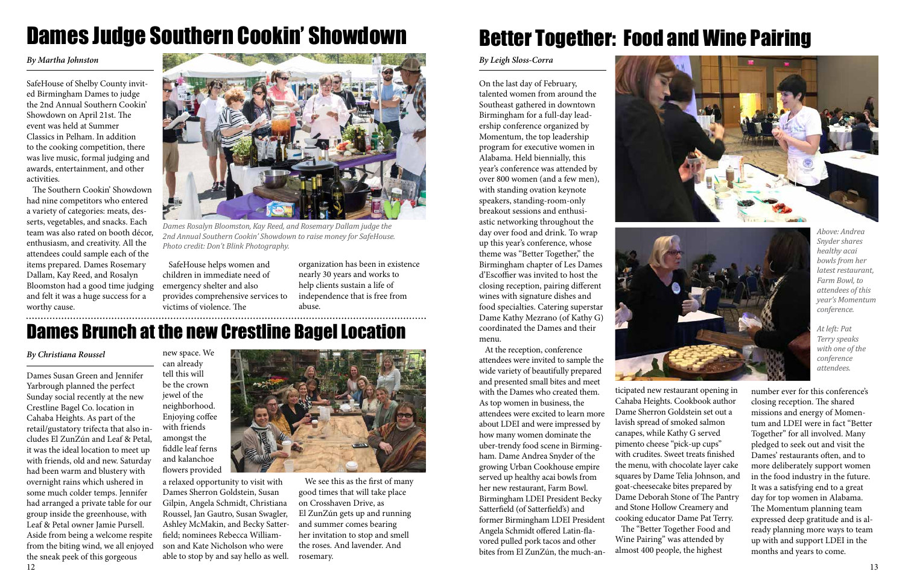# Dames Judge Southern Cookin' Showdown

*By Martha Johnston*

SafeHouse of Shelby County invited Birmingham Dames to judge the 2nd Annual Southern Cookin' Showdown on April 21st. The event was held at Summer Classics in Pelham. In addition to the cooking competition, there was live music, formal judging and awards, entertainment, and other activities.

The Southern Cookin' Showdown had nine competitors who entered a variety of categories: meats, desserts, vegetables, and snacks. Each team was also rated on booth décor, enthusiasm, and creativity. All the attendees could sample each of the items prepared. Dames Rosemary Dallam, Kay Reed, and Rosalyn Bloomston had a good time judging and felt it was a huge success for a worthy cause.

*Dames Rosalyn Bloomston, Kay Reed, and Rosemary Dallam judge the 2nd Annual Southern Cookin' Showdown to raise money for SafeHouse. Photo credit: Don't Blink Photography.*

SafeHouse helps women and children in immediate need of emergency shelter and also provides comprehensive services to victims of violence. The organization has been in existence nearly 30 years and works to help clients sustain a life of independence that is free from abuse.

# Dames Brunch at the new Crestline Bagel Location

*By Christiana Roussel*

Dames Susan Green and Jennifer Yarbrough planned the perfect Sunday social recently at the new Crestline Bagel Co. location in Cahaba Heights. As part of the retail/gustatory trifecta that also includes El ZunZún and Leaf & Petal, it was the ideal location to meet up with friends, old and new. Saturday had been warm and blustery with overnight rains which ushered in some much colder temps. Jennifer had arranged a private table for our group inside the greenhouse, with Leaf & Petal owner Jamie Pursell. Aside from being a welcome respite from the biting wind, we all enjoyed the sneak peek of this gorgeous new space. We can already tell this will be the crown jewel of the neighborhood. Enjoying coffee with friends amongst the fiddle leaf ferns and kalanchoe flowers provided a relaxed opportunity to visit with Dames Sherron Goldstein, Susan Gilpin, Angela Schmidt, Christiana Roussel, Jan Gautro, Susan Swagler, Ashley McMakin, and Becky Satterfield; nominees Rebecca Williamson and Kate Nicholson who were able to stop by and say hello as well.

We see this as the first of many good times that will take place on Crosshaven Drive, as El ZunZún gets up and running and summer comes bearing her invitation to stop and smell the roses. And lavender. And rosemary.

# Better Together: Food and Wine Pairing

*By Leigh Sloss-Corra*

On the last day of February, talented women from around the Southeast gathered in downtown Birmingham for a full-day leadership conference organized by Momentum, the top leadership program for executive women in Alabama. Held biennially, this year's conference was attended by over 800 women (and a few men), with standing ovation keynote speakers, standing-room-only breakout sessions and enthusiastic networking throughout the day over food and drink. To wrap up this year's conference, whose theme was "Better Together," the Birmingham chapter of Les Dames d'Escoffier was invited to host the closing reception, pairing different wines with signature dishes and food specialties. Catering superstar Dame Kathy Mezrano (of Kathy G) coordinated the Dames and their menu.

At the reception, conference attendees were invited to sample the wide variety of beautifully prepared and presented small bites and meet with the Dames who created them. As top women in business, the attendees were excited to learn more about LDEI and were impressed by how many women dominate the uber-trendy food scene in Birmingham. Dame Andrea Snyder of the growing Urban Cookhouse empire served up healthy acai bowls from her new restaurant, Farm Bowl. Birmingham LDEI President Becky Satterfield (of Satterfield's) and former Birmingham LDEI President Angela Schmidt offered Latin-flavored pulled pork tacos and other bites from El ZunZún, the much-anticipated new restaurant opening in Cahaba Heights. Cookbook author Dame Sherron Goldstein set out a lavish spread of smoked salmon canapes, while Kathy G served pimento cheese "pick-up cups" with crudites. Sweet treats finished the menu, with chocolate layer cake squares by Dame Telia Johnson, and goat-cheesecake bites prepared by Dame Deborah Stone of The Pantry and Stone Hollow Creamery and cooking educator Dame Pat Terry.

The "Better Together Food and Wine Pairing" was attended by almost 400 people, the highest number ever for this conference's closing reception. The shared missions and energy of Momentum and LDEI were in fact "Better Together" for all involved. Many pledged to seek out and visit the Dames' restaurants often, and to more deliberately support women in the food industry in the future. It was a satisfying end to a great day for top women in Alabama. The Momentum planning team expressed deep gratitude and is already planning more ways to team up with and support LDEI in the months and years to come.

*Above: Andrea Snyder shares healthy acai bowls from her latest restaurant, Farm Bowl, to attendees of this year's Momentum conference.*

*At left: Pat Terry speaks with one of the conference attendees.*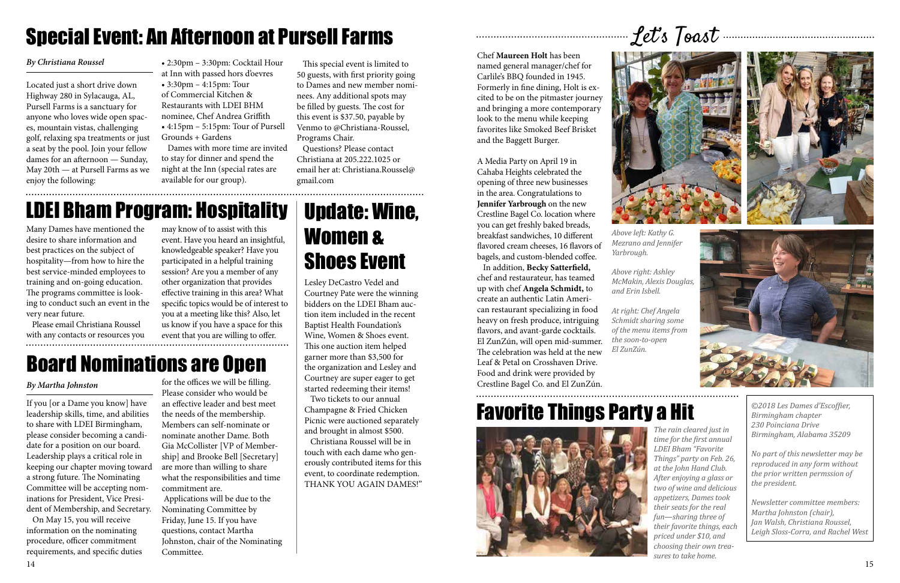# Special Event: An Afternoon at Pursell Farms

*By Christiana Roussel*

Located just a short drive down Highway 280 in Sylacauga, AL, Pursell Farms is a sanctuary for anyone who loves wide open spaces, mountain vistas, challenging golf, relaxing spa treatments or just a seat by the pool. Join your fellow dames for an afternoon — Sunday, May 20th — at Pursell Farms as we enjoy the following:

- 2:30pm – 3:30pm: Cocktail Hour at Inn with passed hors d'oevres
- 3:30pm – 4:15pm: Tour of Commercial Kitchen & Restaurants with LDEI BHM nominee, Chef Andrea Griffith
- 4:15pm – 5:15pm: Tour of Pursell Grounds + Gardens

Dames with more time are invited to stay for dinner and spend the night at the Inn (special rates are available for our group).

This special event is limited to 50 guests, with first priority going to Dames and new member nominees. Any additional spots may be filled by guests. The cost for this event is $37.50, payable by Venmo to @Christiana-Roussel, Programs Chair.

Questions? Please contact Christiana at 205.222.1025 or email her at: Christiana.Roussel@gmail.com

# LDEI Bham Program: Hospitality

Many Dames have mentioned the desire to share information and best practices on the subject of hospitality—from how to hire the best service-minded employees to training and on-going education. The programs committee is looking to conduct such an event in the very near future.

Please email Christiana Roussel with any contacts or resources you may know of to assist with this event. Have you heard an insightful, knowledgeable speaker? Have you participated in a helpful training session? Are you a member of any other organization that provides effective training in this area? What specific topics would be of interest to you at a meeting like this? Also, let us know if you have a space for this event that you are willing to offer.

# Board Nominations are Open

*By Martha Johnston*

If you [or a Dame you know] have leadership skills, time, and abilities to share with LDEI Birmingham, please consider becoming a candidate for a position on our board. Leadership plays a critical role in keeping our chapter moving toward a strong future. The Nominating Committee will be accepting nominations for President, Vice President, Vice President of Membership, and Secretary.

On May 15, you will receive information on the nominating procedure, officer commitment requirements, and specific duties for the offices we will be filling. Please consider who would be an effective leader and best meet the needs of the membership. Members can self-nominate or nominate another Dame. Both Gia McCollister [VP of Membership] and Brooke Bell [Secretary] are more than willing to share what the responsibilities and time commitment are.

Applications will be due to the Nominating Committee by Friday, June 15. If you have questions, contact Martha Johnston, chair of the Nominating Committee.

# Update: Wine, Women & Shoes Event

Lesley DeCastro Vedel and Courtney Pate were the winning bidders on the LDEI Bham auction item included in the recent Baptist Health Foundation's Wine, Women & Shoes event. This one auction item helped garner more than $3,500 for the organization and Lesley and Courtney are super eager to get started redeeming their items!

Two tickets to our annual Champagne & Fried Chicken Picnic were auctioned separately and brought in almost $500.

Christiana Roussel will be in touch with each dame who generously contributed items for this event, to coordinate redemption. THANK YOU AGAIN DAMES!"

# Let's Toast

Chef **Maureen Holt** has been named general manager/chef for Carlile's BBQ founded in 1945. Formerly in fine dining, Holt is excited to be on the pitmaster journey and bringing a more contemporary look to the menu while keeping favorites like Smoked Beef Brisket and the Baggett Burger.

A Media Party on April 19 in Cahaba Heights celebrated the opening of three new businesses in the area. Congratulations to **Jennifer Yarbrough** on the new Crestline Bagel Co. location where you can get freshly baked breads, breakfast sandwiches, 10 different flavored cream cheeses, 16 flavors of bagels, and custom-blended coffee.

In addition, **Becky Satterfield,** chef and restaurateur, has teamed up with chef **Angela Schmidt,** to create an authentic Latin American restaurant specializing in food heavy on fresh produce, intriguing flavors, and avant-garde cocktails. El ZunZún, will open mid-summer. The celebration was held at the new Leaf & Petal on Crosshaven Drive. Food and drink were provided by Crestline Bagel Co. and El ZunZún.

*Above left: Kathy G. Mezrano and Jennifer Yarbrough.*

*Above right: Ashley McMakin, Alexis Douglas, and Erin Isbell.*

*At right: Chef Angela Schmidt sharing some of the menu items from the soon-to-open El ZunZún.*

# Favorite Things Party a Hit

*The rain cleared just in time for the first annual LDEI Bham "Favorite Things" party on Feb. 26, at the John Hand Club. After enjoying a glass or two of wine and delicious appetizers, Dames took their seats for the real fun—sharing three of their favorite things, each priced under $10, and choosing their own treasures to take home.*

*©2018 Les Dames d'Escoffier, Birmingham chapter*
*230 Poinciana Drive*
*Birmingham, Alabama 35209*

*No part of this newsletter may be reproduced in any form without the prior written permssion of the president.*

*Newsletter committee members: Martha Johnston (chair), Jan Walsh, Christiana Roussel, Leigh Sloss-Corra, and Rachel West*